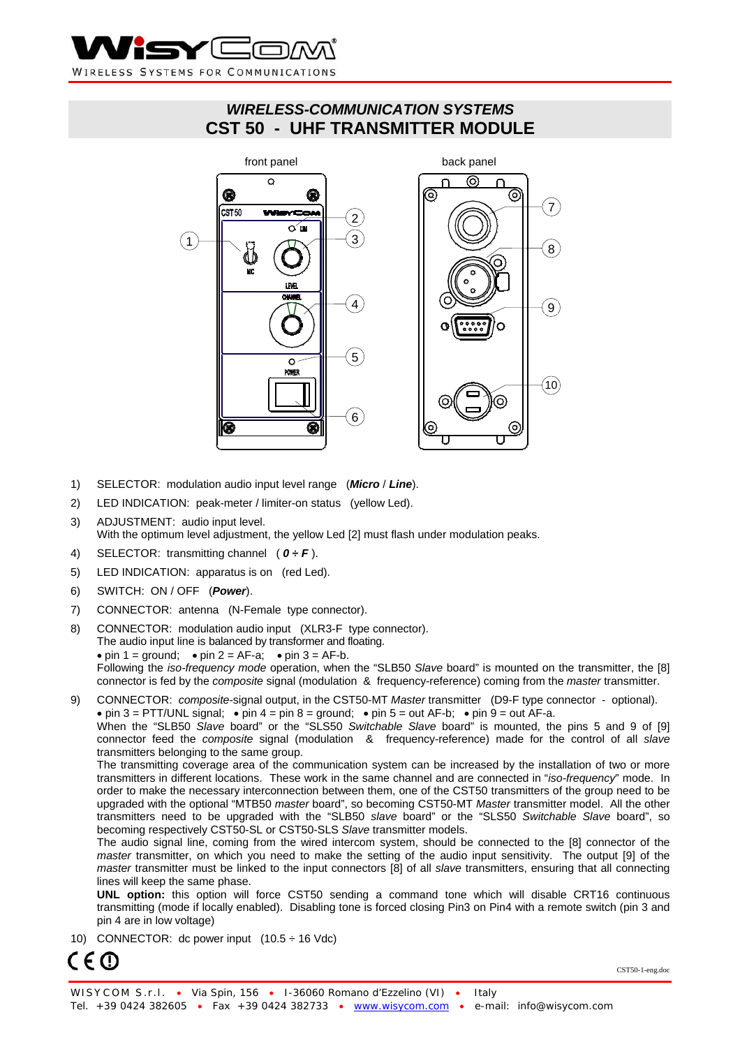# WIRELESS-COMMUNICATION SYSTEMS

# CST 50 - UHF TRANSMITTER MODULE

front panel back panel

1) SELECTOR: modulation audio input level range (***Micro*** / ***Line***).
2) LED INDICATION: peak-meter / limiter-on status (yellow Led).
3) ADJUSTMENT: audio input level.
   With the optimum level adjustment, the yellow Led [2] must flash under modulation peaks.
4) SELECTOR: transmitting channel ( ***0 ÷ F*** ).
5) LED INDICATION: apparatus is on (red Led).
6) SWITCH: ON / OFF (***Power***).
7) CONNECTOR: antenna (N-Female type connector).
8) CONNECTOR: modulation audio input (XLR3-F type connector).
   The audio input line is balanced by transformer and floating.
   • pin 1 = ground; • pin 2 = AF-a; • pin 3 = AF-b.
   Following the *iso-frequency mode* operation, when the "SLB50 *Slave* board" is mounted on the transmitter, the [8] connector is fed by the *composite* signal (modulation & frequency-reference) coming from the *master* transmitter.
9) CONNECTOR: *composite*-signal output, in the CST50-MT *Master* transmitter (D9-F type connector - optional).
   • pin 3 = PTT/UNL signal; • pin 4 = pin 8 = ground; • pin 5 = out AF-b; • pin 9 = out AF-a.
   When the "SLB50 *Slave* board" or the "SLS50 *Switchable Slave* board" is mounted, the pins 5 and 9 of [9] connector feed the *composite* signal (modulation & frequency-reference) made for the control of all *slave* transmitters belonging to the same group.
   The transmitting coverage area of the communication system can be increased by the installation of two or more transmitters in different locations. These work in the same channel and are connected in "*iso-frequency*" mode. In order to make the necessary interconnection between them, one of the CST50 transmitters of the group need to be upgraded with the optional "MTB50 *master* board", so becoming CST50-MT *Master* transmitter model. All the other transmitters need to be upgraded with the "SLB50 *slave* board" or the "SLS50 *Switchable Slave* board", so becoming respectively CST50-SL or CST50-SLS *Slave* transmitter models.
   The audio signal line, coming from the wired intercom system, should be connected to the [8] connector of the *master* transmitter, on which you need to make the setting of the audio input sensitivity. The output [9] of the *master* transmitter must be linked to the input connectors [8] of all *slave* transmitters, ensuring that all connecting lines will keep the same phase.
   **UNL option:** this option will force CST50 sending a command tone which will disable CRT16 continuous transmitting (mode if locally enabled). Disabling tone is forced closing Pin3 on Pin4 with a remote switch (pin 3 and pin 4 are in low voltage)
10) CONNECTOR: dc power input (10.5 ÷ 16 Vdc)

CE ⓘ

CST50-1-eng.doc

WISYCOM S.r.l. • Via Spin, 156 • I-36060 Romano d'Ezzelino (VI) • Italy
Tel. +39 0424 382605 • Fax +39 0424 382733 • www.wisycom.com • e-mail: info@wisycom.com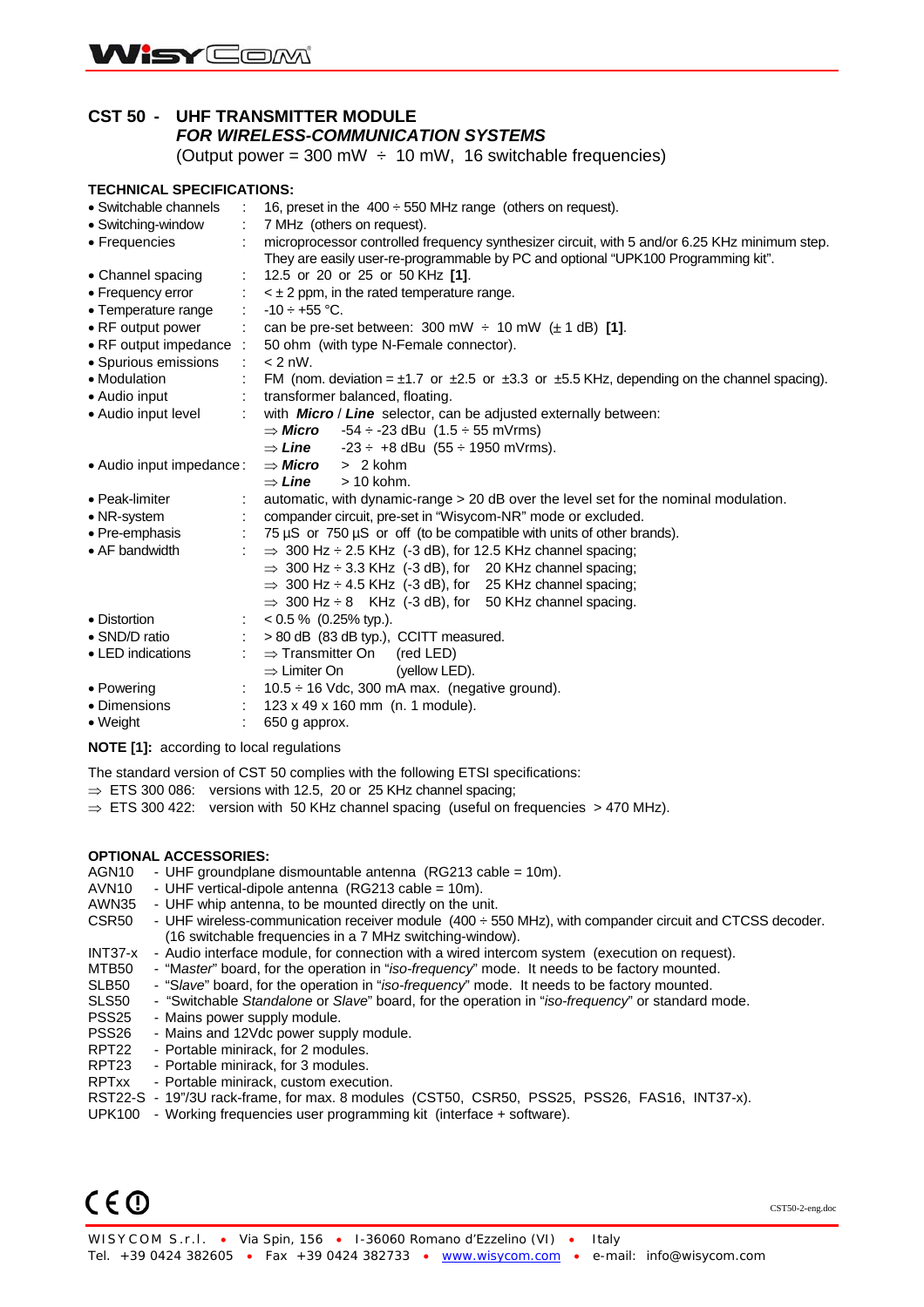# CST 50 - UHF TRANSMITTER MODULE

## *FOR WIRELESS-COMMUNICATION SYSTEMS*

(Output power = 300 mW ÷ 10 mW, 16 switchable frequencies)

**TECHNICAL SPECIFICATIONS:**

| | | |
|---|---|---|
| • Switchable channels | : | 16, preset in the 400 ÷ 550 MHz range (others on request). |
| • Switching-window | : | 7 MHz (others on request). |
| • Frequencies | : | microprocessor controlled frequency synthesizer circuit, with 5 and/or 6.25 KHz minimum step. They are easily user-re-programmable by PC and optional "UPK100 Programming kit". |
| • Channel spacing | : | 12.5 or 20 or 25 or 50 KHz **[1]**. |
| • Frequency error | : | < ± 2 ppm, in the rated temperature range. |
| • Temperature range | : | -10 ÷ +55 °C. |
| • RF output power | : | can be pre-set between: 300 mW ÷ 10 mW (± 1 dB) **[1]**. |
| • RF output impedance | : | 50 ohm (with type N-Female connector). |
| • Spurious emissions | : | < 2 nW. |
| • Modulation | : | FM (nom. deviation = ±1.7 or ±2.5 or ±3.3 or ±5.5 KHz, depending on the channel spacing). |
| • Audio input | : | transformer balanced, floating. |
| • Audio input level | : | with ***Micro*** / ***Line*** selector, can be adjusted externally between:<br>⇒ ***Micro*** -54 ÷ -23 dBu (1.5 ÷ 55 mVrms)<br>⇒ ***Line*** -23 ÷ +8 dBu (55 ÷ 1950 mVrms). |
| • Audio input impedance | : | ⇒ ***Micro*** > 2 kohm<br>⇒ ***Line*** > 10 kohm. |
| • Peak-limiter | : | automatic, with dynamic-range > 20 dB over the level set for the nominal modulation. |
| • NR-system | : | compander circuit, pre-set in "Wisycom-NR" mode or excluded. |
| • Pre-emphasis | : | 75 µS or 750 µS or off (to be compatible with units of other brands). |
| • AF bandwidth | : | ⇒ 300 Hz ÷ 2.5 KHz (-3 dB), for 12.5 KHz channel spacing;<br>⇒ 300 Hz ÷ 3.3 KHz (-3 dB), for 20 KHz channel spacing;<br>⇒ 300 Hz ÷ 4.5 KHz (-3 dB), for 25 KHz channel spacing;<br>⇒ 300 Hz ÷ 8 KHz (-3 dB), for 50 KHz channel spacing. |
| • Distortion | : | < 0.5 % (0.25% typ.). |
| • SND/D ratio | : | > 80 dB (83 dB typ.), CCITT measured. |
| • LED indications | : | ⇒ Transmitter On (red LED)<br>⇒ Limiter On (yellow LED). |
| • Powering | : | 10.5 ÷ 16 Vdc, 300 mA max. (negative ground). |
| • Dimensions | : | 123 x 49 x 160 mm (n. 1 module). |
| • Weight | : | 650 g approx. |

**NOTE [1]:** according to local regulations

The standard version of CST 50 complies with the following ETSI specifications:

⇒ ETS 300 086: versions with 12.5, 20 or 25 KHz channel spacing;

⇒ ETS 300 422: version with 50 KHz channel spacing (useful on frequencies > 470 MHz).

**OPTIONAL ACCESSORIES:**

| | |
|---|---|
| AGN10 | - UHF groundplane dismountable antenna (RG213 cable = 10m). |
| AVN10 | - UHF vertical-dipole antenna (RG213 cable = 10m). |
| AWN35 | - UHF whip antenna, to be mounted directly on the unit. |
| CSR50 | - UHF wireless-communication receiver module (400 ÷ 550 MHz), with compander circuit and CTCSS decoder. (16 switchable frequencies in a 7 MHz switching-window). |
| INT37-x | - Audio interface module, for connection with a wired intercom system (execution on request). |
| MTB50 | - "*Master*" board, for the operation in "*iso-frequency*" mode. It needs to be factory mounted. |
| SLB50 | - "*Slave*" board, for the operation in "*iso-frequency*" mode. It needs to be factory mounted. |
| SLS50 | - "Switchable *Standalone* or *Slave*" board, for the operation in "*iso-frequency*" or standard mode. |
| PSS25 | - Mains power supply module. |
| PSS26 | - Mains and 12Vdc power supply module. |
| RPT22 | - Portable minirack, for 2 modules. |
| RPT23 | - Portable minirack, for 3 modules. |
| RPTxx | - Portable minirack, custom execution. |
| RST22-S | - 19"/3U rack-frame, for max. 8 modules (CST50, CSR50, PSS25, PSS26, FAS16, INT37-x). |
| UPK100 | - Working frequencies user programming kit (interface + software). |

WISYCOM S.r.l. • Via Spin, 156 • I-36060 Romano d'Ezzelino (VI) • Italy
Tel. +39 0424 382605 • Fax +39 0424 382733 • www.wisycom.com • e-mail: info@wisycom.com